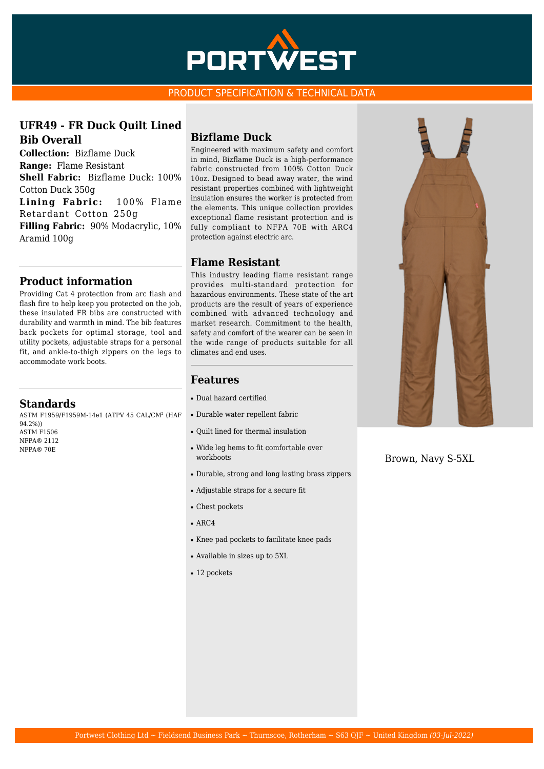# PORTWEST

PRODUCT SPECIFICATION & TECHNICAL DATA

## UFR49 - FR Duck Quilt Lined Bib Overall

**Collection:** Bizflame Duck
**Range:** Flame Resistant
**Shell Fabric:** Bizflame Duck: 100% Cotton Duck 350g
**Lining Fabric:** 100% Flame Retardant Cotton 250g
**Filling Fabric:** 90% Modacrylic, 10% Aramid 100g

## Product information

Providing Cat 4 protection from arc flash and flash fire to help keep you protected on the job, these insulated FR bibs are constructed with durability and warmth in mind. The bib features back pockets for optimal storage, tool and utility pockets, adjustable straps for a personal fit, and ankle-to-thigh zippers on the legs to accommodate work boots.

## Standards

ASTM F1959/F1959M-14e1 (ATPV 45 CAL/CM² (HAF 94.2%))
ASTM F1506
NFPA® 2112
NFPA® 70E

## Bizflame Duck

Engineered with maximum safety and comfort in mind, Bizflame Duck is a high-performance fabric constructed from 100% Cotton Duck 10oz. Designed to bead away water, the wind resistant properties combined with lightweight insulation ensures the worker is protected from the elements. This unique collection provides exceptional flame resistant protection and is fully compliant to NFPA 70E with ARC4 protection against electric arc.

## Flame Resistant

This industry leading flame resistant range provides multi-standard protection for hazardous environments. These state of the art products are the result of years of experience combined with advanced technology and market research. Commitment to the health, safety and comfort of the wearer can be seen in the wide range of products suitable for all climates and end uses.

## Features

- Dual hazard certified
- Durable water repellent fabric
- Quilt lined for thermal insulation
- Wide leg hems to fit comfortable over workboots
- Durable, strong and long lasting brass zippers
- Adjustable straps for a secure fit
- Chest pockets
- ARC4
- Knee pad pockets to facilitate knee pads
- Available in sizes up to 5XL
- 12 pockets

Brown, Navy S-5XL

Portwest Clothing Ltd ~ Fieldsend Business Park ~ Thurnscoe, Rotherham ~ S63 0JF ~ United Kingdom *(03-Jul-2022)*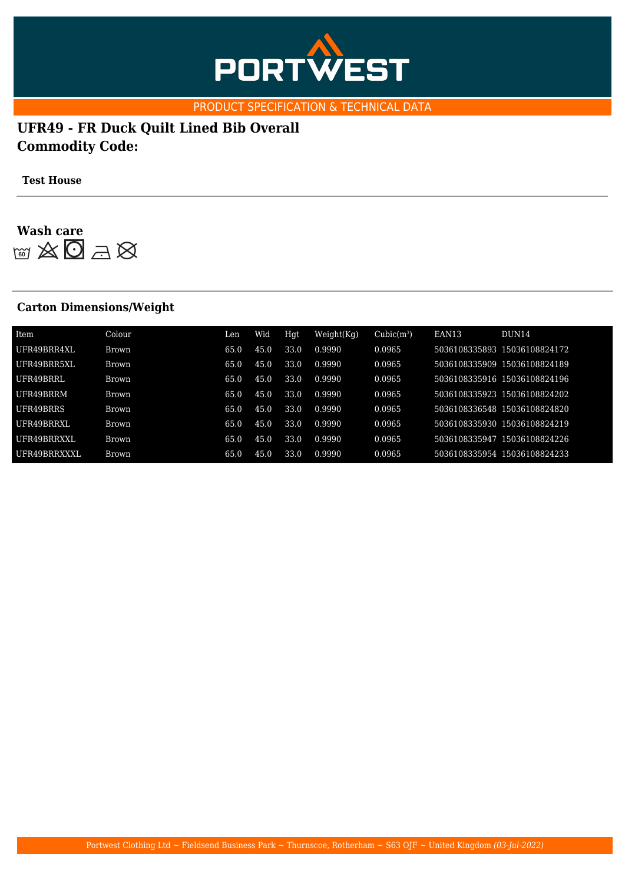PRODUCT SPECIFICATION & TECHNICAL DATA

## UFR49 - FR Duck Quilt Lined Bib Overall
## Commodity Code:

**Test House**

## Wash care

## Carton Dimensions/Weight

| Item | Colour | Len | Wid | Hgt | Weight(Kg) | Cubic($m^3$) | EAN13 | DUN14 |
|---|---|---|---|---|---|---|---|---|
| UFR49BRR4XL | Brown | 65.0 | 45.0 | 33.0 | 0.9990 | 0.0965 | 5036108335893 | 15036108824172 |
| UFR49BRR5XL | Brown | 65.0 | 45.0 | 33.0 | 0.9990 | 0.0965 | 5036108335909 | 15036108824189 |
| UFR49BRRL | Brown | 65.0 | 45.0 | 33.0 | 0.9990 | 0.0965 | 5036108335916 | 15036108824196 |
| UFR49BRRM | Brown | 65.0 | 45.0 | 33.0 | 0.9990 | 0.0965 | 5036108335923 | 15036108824202 |
| UFR49BRRS | Brown | 65.0 | 45.0 | 33.0 | 0.9990 | 0.0965 | 5036108336548 | 15036108824820 |
| UFR49BRRXL | Brown | 65.0 | 45.0 | 33.0 | 0.9990 | 0.0965 | 5036108335930 | 15036108824219 |
| UFR49BRRXXL | Brown | 65.0 | 45.0 | 33.0 | 0.9990 | 0.0965 | 5036108335947 | 15036108824226 |
| UFR49BRRXXXL | Brown | 65.0 | 45.0 | 33.0 | 0.9990 | 0.0965 | 5036108335954 | 15036108824233 |

Portwest Clothing Ltd ~ Fieldsend Business Park ~ Thurnscoe, Rotherham ~ S63 0JF ~ United Kingdom *(03-Jul-2022)*